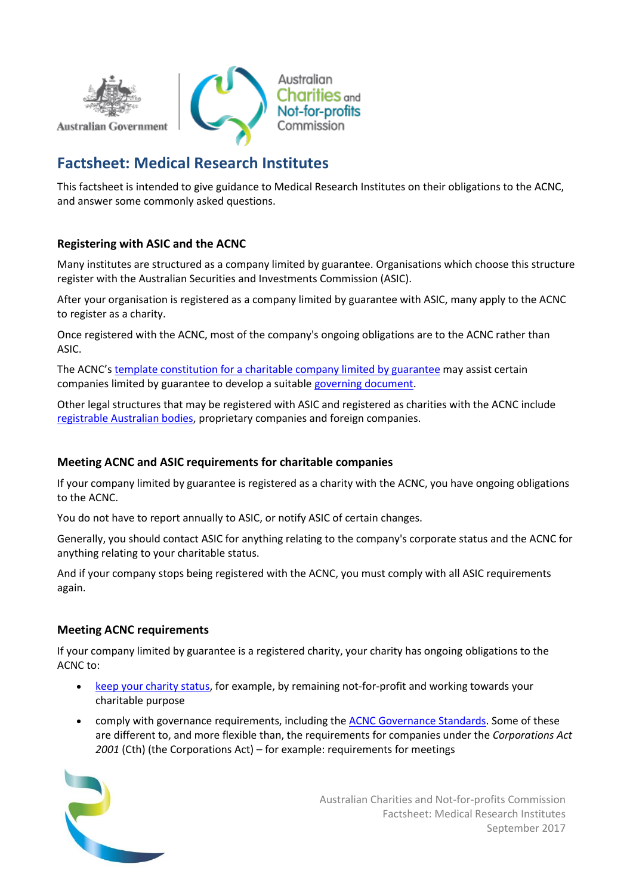# Factsheet: Medical Research Institutes

This factsheet is intended to give guidance to Medical Research Institutes on their obligations to the ACNC, and answer some commonly asked questions.

### Registering with ASIC and the ACNC

Many institutes are structured as a company limited by guarantee. Organisations which choose this structure register with the Australian Securities and Investments Commission (ASIC).

After your organisation is registered as a company limited by guarantee with ASIC, many apply to the ACNC to register as a charity.

Once registered with the ACNC, most of the company's ongoing obligations are to the ACNC rather than ASIC.

The ACNC's template constitution for a charitable company limited by guarantee may assist certain companies limited by guarantee to develop a suitable governing document.

Other legal structures that may be registered with ASIC and registered as charities with the ACNC include registrable Australian bodies, proprietary companies and foreign companies.

### Meeting ACNC and ASIC requirements for charitable companies

If your company limited by guarantee is registered as a charity with the ACNC, you have ongoing obligations to the ACNC.

You do not have to report annually to ASIC, or notify ASIC of certain changes.

Generally, you should contact ASIC for anything relating to the company's corporate status and the ACNC for anything relating to your charitable status.

And if your company stops being registered with the ACNC, you must comply with all ASIC requirements again.

### Meeting ACNC requirements

If your company limited by guarantee is a registered charity, your charity has ongoing obligations to the ACNC to:

- keep your charity status, for example, by remaining not-for-profit and working towards your charitable purpose
- comply with governance requirements, including the ACNC Governance Standards. Some of these are different to, and more flexible than, the requirements for companies under the *Corporations Act 2001* (Cth) (the Corporations Act) – for example: requirements for meetings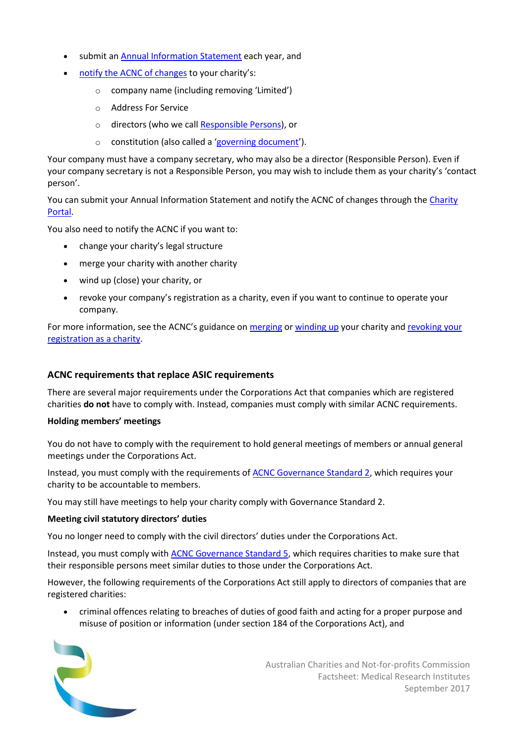- submit an Annual Information Statement each year, and
- notify the ACNC of changes to your charity's:
    - company name (including removing 'Limited')
    - Address For Service
    - directors (who we call Responsible Persons), or
    - constitution (also called a 'governing document').

Your company must have a company secretary, who may also be a director (Responsible Person). Even if your company secretary is not a Responsible Person, you may wish to include them as your charity's 'contact person'.

You can submit your Annual Information Statement and notify the ACNC of changes through the Charity Portal.

You also need to notify the ACNC if you want to:

- change your charity's legal structure
- merge your charity with another charity
- wind up (close) your charity, or
- revoke your company's registration as a charity, even if you want to continue to operate your company.

For more information, see the ACNC's guidance on merging or winding up your charity and revoking your registration as a charity.

### ACNC requirements that replace ASIC requirements

There are several major requirements under the Corporations Act that companies which are registered charities **do not** have to comply with. Instead, companies must comply with similar ACNC requirements.

**Holding members' meetings**

You do not have to comply with the requirement to hold general meetings of members or annual general meetings under the Corporations Act.

Instead, you must comply with the requirements of ACNC Governance Standard 2, which requires your charity to be accountable to members.

You may still have meetings to help your charity comply with Governance Standard 2.

**Meeting civil statutory directors' duties**

You no longer need to comply with the civil directors' duties under the Corporations Act.

Instead, you must comply with ACNC Governance Standard 5, which requires charities to make sure that their responsible persons meet similar duties to those under the Corporations Act.

However, the following requirements of the Corporations Act still apply to directors of companies that are registered charities:

- criminal offences relating to breaches of duties of good faith and acting for a proper purpose and misuse of position or information (under section 184 of the Corporations Act), and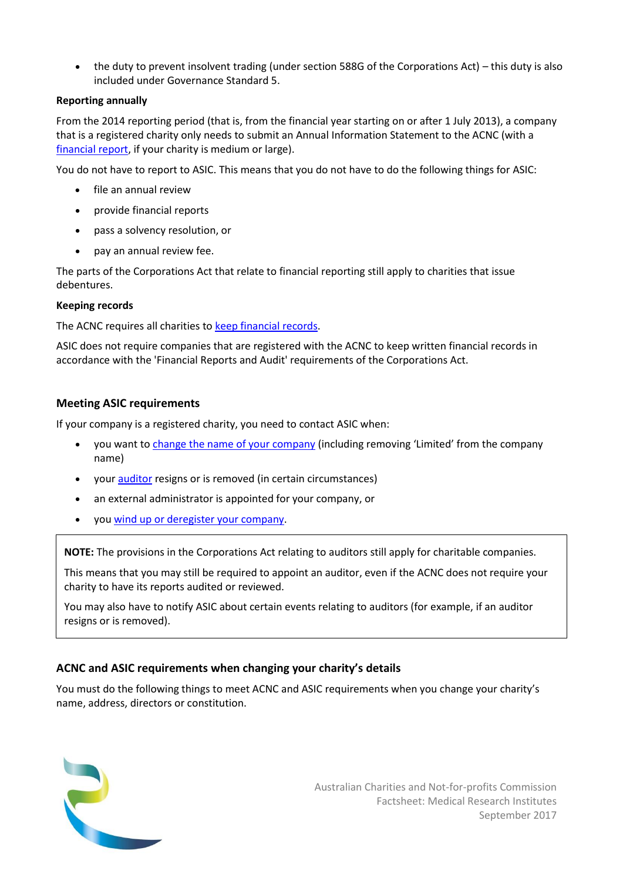- the duty to prevent insolvent trading (under section 588G of the Corporations Act) – this duty is also included under Governance Standard 5.

**Reporting annually**

From the 2014 reporting period (that is, from the financial year starting on or after 1 July 2013), a company that is a registered charity only needs to submit an Annual Information Statement to the ACNC (with a financial report, if your charity is medium or large).

You do not have to report to ASIC. This means that you do not have to do the following things for ASIC:

- file an annual review
- provide financial reports
- pass a solvency resolution, or
- pay an annual review fee.

The parts of the Corporations Act that relate to financial reporting still apply to charities that issue debentures.

**Keeping records**

The ACNC requires all charities to keep financial records.

ASIC does not require companies that are registered with the ACNC to keep written financial records in accordance with the 'Financial Reports and Audit' requirements of the Corporations Act.

### Meeting ASIC requirements

If your company is a registered charity, you need to contact ASIC when:

- you want to change the name of your company (including removing 'Limited' from the company name)
- your auditor resigns or is removed (in certain circumstances)
- an external administrator is appointed for your company, or
- you wind up or deregister your company.

> **NOTE:** The provisions in the Corporations Act relating to auditors still apply for charitable companies.
>
> This means that you may still be required to appoint an auditor, even if the ACNC does not require your charity to have its reports audited or reviewed.
>
> You may also have to notify ASIC about certain events relating to auditors (for example, if an auditor resigns or is removed).

### ACNC and ASIC requirements when changing your charity's details

You must do the following things to meet ACNC and ASIC requirements when you change your charity's name, address, directors or constitution.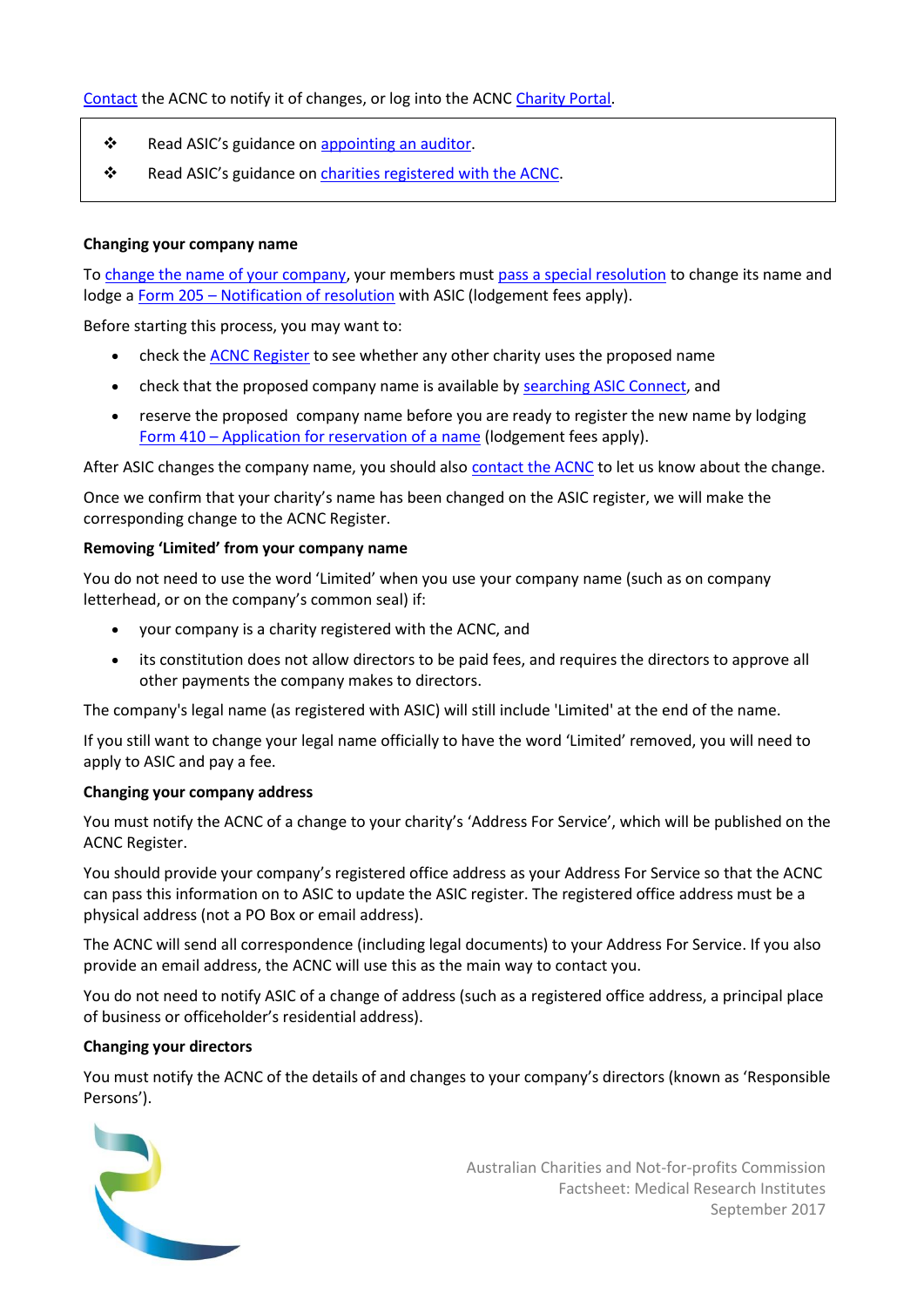Contact the ACNC to notify it of changes, or log into the ACNC Charity Portal.

> ❖ Read ASIC's guidance on appointing an auditor.
>
> ❖ Read ASIC's guidance on charities registered with the ACNC.

**Changing your company name**

To change the name of your company, your members must pass a special resolution to change its name and lodge a Form 205 – Notification of resolution with ASIC (lodgement fees apply).

Before starting this process, you may want to:

- check the ACNC Register to see whether any other charity uses the proposed name
- check that the proposed company name is available by searching ASIC Connect, and
- reserve the proposed company name before you are ready to register the new name by lodging Form 410 – Application for reservation of a name (lodgement fees apply).

After ASIC changes the company name, you should also contact the ACNC to let us know about the change.

Once we confirm that your charity's name has been changed on the ASIC register, we will make the corresponding change to the ACNC Register.

**Removing 'Limited' from your company name**

You do not need to use the word 'Limited' when you use your company name (such as on company letterhead, or on the company's common seal) if:

- your company is a charity registered with the ACNC, and
- its constitution does not allow directors to be paid fees, and requires the directors to approve all other payments the company makes to directors.

The company's legal name (as registered with ASIC) will still include 'Limited' at the end of the name.

If you still want to change your legal name officially to have the word 'Limited' removed, you will need to apply to ASIC and pay a fee.

**Changing your company address**

You must notify the ACNC of a change to your charity's 'Address For Service', which will be published on the ACNC Register.

You should provide your company's registered office address as your Address For Service so that the ACNC can pass this information on to ASIC to update the ASIC register. The registered office address must be a physical address (not a PO Box or email address).

The ACNC will send all correspondence (including legal documents) to your Address For Service. If you also provide an email address, the ACNC will use this as the main way to contact you.

You do not need to notify ASIC of a change of address (such as a registered office address, a principal place of business or officeholder's residential address).

**Changing your directors**

You must notify the ACNC of the details of and changes to your company's directors (known as 'Responsible Persons').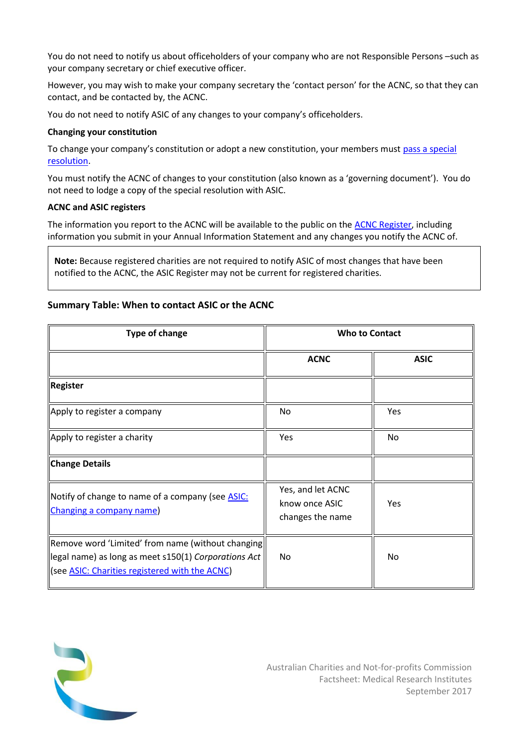You do not need to notify us about officeholders of your company who are not Responsible Persons –such as your company secretary or chief executive officer.

However, you may wish to make your company secretary the 'contact person' for the ACNC, so that they can contact, and be contacted by, the ACNC.

You do not need to notify ASIC of any changes to your company's officeholders.

**Changing your constitution**

To change your company's constitution or adopt a new constitution, your members must pass a special resolution.

You must notify the ACNC of changes to your constitution (also known as a 'governing document'). You do not need to lodge a copy of the special resolution with ASIC.

**ACNC and ASIC registers**

The information you report to the ACNC will be available to the public on the ACNC Register, including information you submit in your Annual Information Statement and any changes you notify the ACNC of.

> **Note:** Because registered charities are not required to notify ASIC of most changes that have been notified to the ACNC, the ASIC Register may not be current for registered charities.

**Summary Table: When to contact ASIC or the ACNC**

| Type of change | Who to Contact | |
|---|---|---|
| | **ACNC** | **ASIC** |
| **Register** | | |
| Apply to register a company | No | Yes |
| Apply to register a charity | Yes | No |
| **Change Details** | | |
| Notify of change to name of a company (see ASIC: Changing a company name) | Yes, and let ACNC know once ASIC changes the name | Yes |
| Remove word 'Limited' from name (without changing legal name) as long as meet s150(1) *Corporations Act* (see ASIC: Charities registered with the ACNC) | No | No |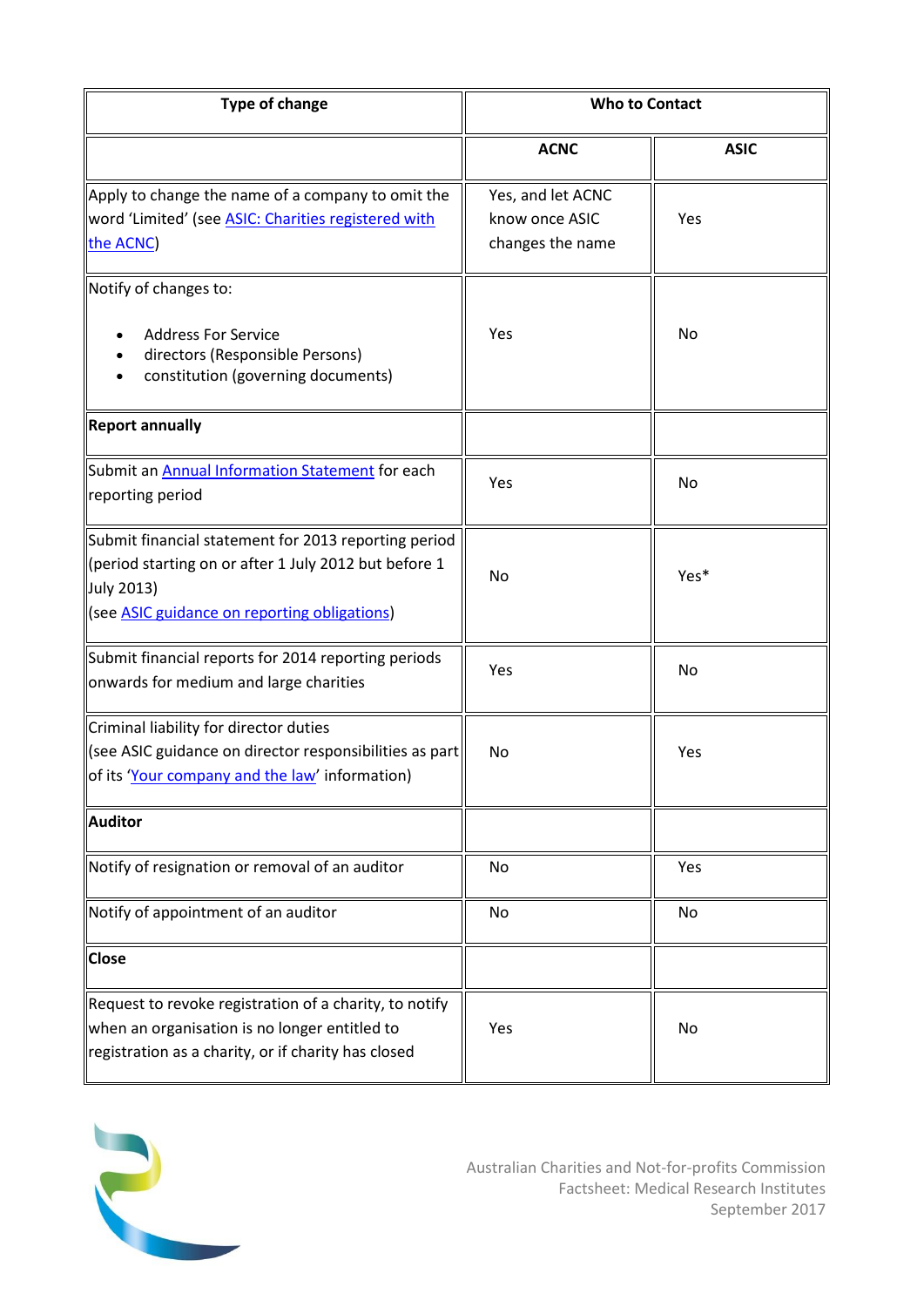| Type of change | Who to Contact | |
|---|---|---|
| | **ACNC** | **ASIC** |
| Apply to change the name of a company to omit the word 'Limited' (see ASIC: Charities registered with the ACNC) | Yes, and let ACNC know once ASIC changes the name | Yes |
| Notify of changes to:<br>• Address For Service<br>• directors (Responsible Persons)<br>• constitution (governing documents) | Yes | No |
| **Report annually** | | |
| Submit an Annual Information Statement for each reporting period | Yes | No |
| Submit financial statement for 2013 reporting period (period starting on or after 1 July 2012 but before 1 July 2013) (see ASIC guidance on reporting obligations) | No | Yes* |
| Submit financial reports for 2014 reporting periods onwards for medium and large charities | Yes | No |
| Criminal liability for director duties (see ASIC guidance on director responsibilities as part of its 'Your company and the law' information) | No | Yes |
| **Auditor** | | |
| Notify of resignation or removal of an auditor | No | Yes |
| Notify of appointment of an auditor | No | No |
| **Close** | | |
| Request to revoke registration of a charity, to notify when an organisation is no longer entitled to registration as a charity, or if charity has closed | Yes | No |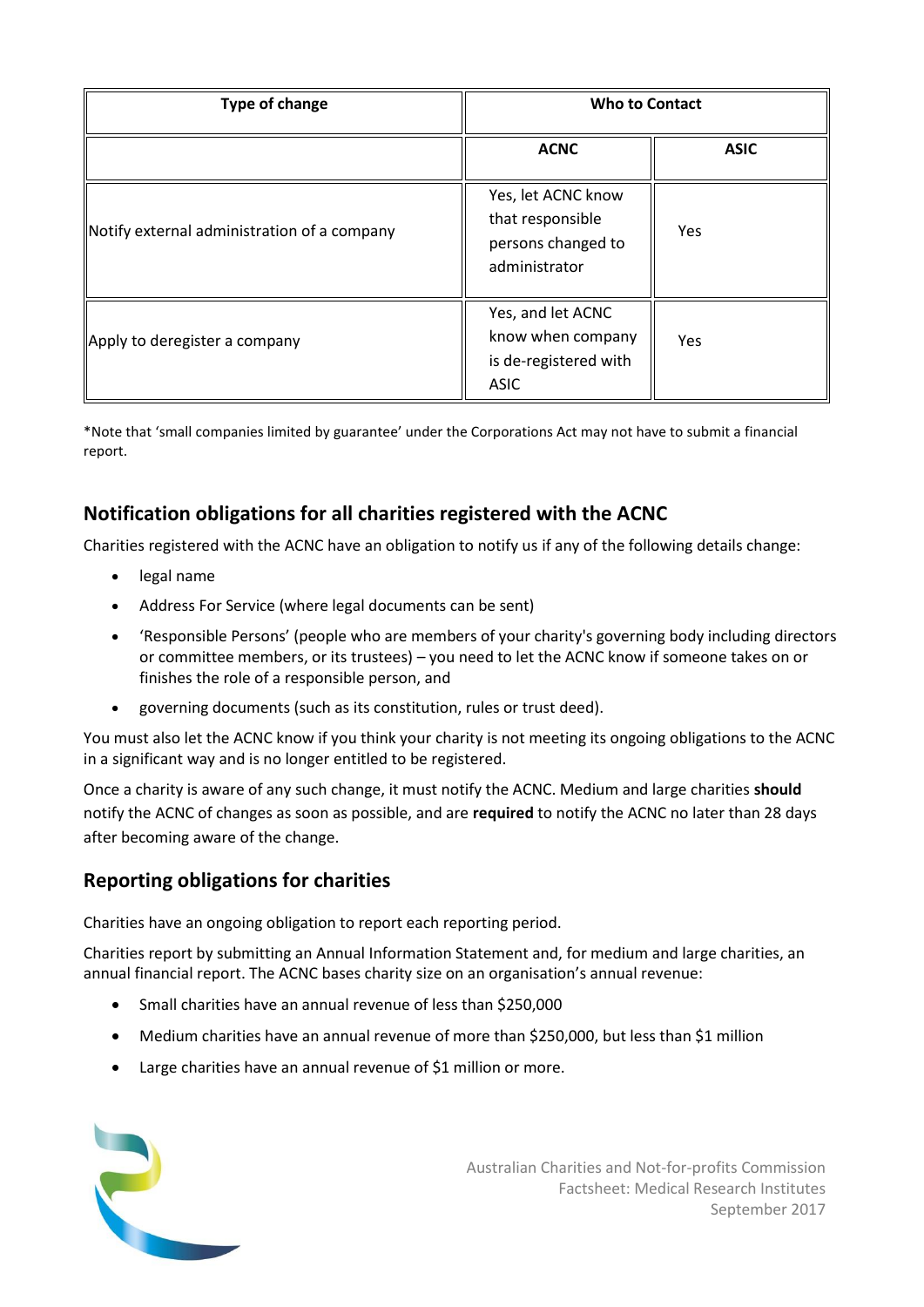| Type of change | Who to Contact | |
|---|---|---|
| | ACNC | ASIC |
| Notify external administration of a company | Yes, let ACNC know that responsible persons changed to administrator | Yes |
| Apply to deregister a company | Yes, and let ACNC know when company is de-registered with ASIC | Yes |

*Note that 'small companies limited by guarantee' under the Corporations Act may not have to submit a financial report.

## Notification obligations for all charities registered with the ACNC

Charities registered with the ACNC have an obligation to notify us if any of the following details change:

- legal name
- Address For Service (where legal documents can be sent)
- 'Responsible Persons' (people who are members of your charity's governing body including directors or committee members, or its trustees) – you need to let the ACNC know if someone takes on or finishes the role of a responsible person, and
- governing documents (such as its constitution, rules or trust deed).

You must also let the ACNC know if you think your charity is not meeting its ongoing obligations to the ACNC in a significant way and is no longer entitled to be registered.

Once a charity is aware of any such change, it must notify the ACNC. Medium and large charities **should** notify the ACNC of changes as soon as possible, and are **required** to notify the ACNC no later than 28 days after becoming aware of the change.

## Reporting obligations for charities

Charities have an ongoing obligation to report each reporting period.

Charities report by submitting an Annual Information Statement and, for medium and large charities, an annual financial report. The ACNC bases charity size on an organisation's annual revenue:

- Small charities have an annual revenue of less than $250,000
- Medium charities have an annual revenue of more than $250,000, but less than $1 million
- Large charities have an annual revenue of $1 million or more.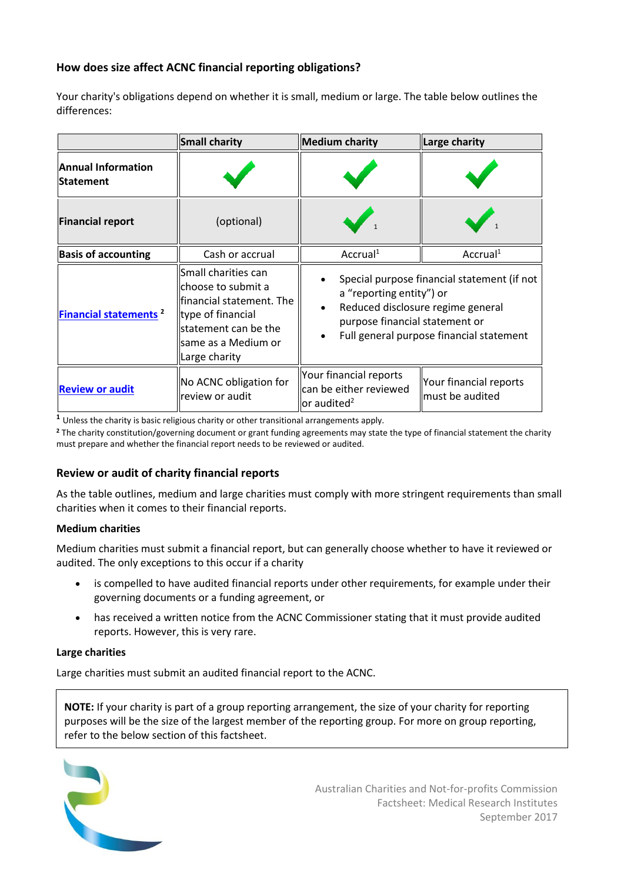### How does size affect ACNC financial reporting obligations?

Your charity's obligations depend on whether it is small, medium or large. The table below outlines the differences:

| | Small charity | Medium charity | Large charity |
|---|---|---|---|
| **Annual Information Statement** | ✓ | ✓ | ✓ |
| **Financial report** | (optional) | ✓ [1] | ✓ [1] |
| **Basis of accounting** | Cash or accrual | Accrual[1] | Accrual[1] |
| **Financial statements** [2] | Small charities can choose to submit a financial statement. The type of financial statement can be the same as a Medium or Large charity | • Special purpose financial statement (if not a "reporting entity") or<br>• Reduced disclosure regime general purpose financial statement or<br>• Full general purpose financial statement | |
| **Review or audit** | No ACNC obligation for review or audit | Your financial reports can be either reviewed or audited[2] | Your financial reports must be audited |

[1] Unless the charity is basic religious charity or other transitional arrangements apply.

[2] The charity constitution/governing document or grant funding agreements may state the type of financial statement the charity must prepare and whether the financial report needs to be reviewed or audited.

### Review or audit of charity financial reports

As the table outlines, medium and large charities must comply with more stringent requirements than small charities when it comes to their financial reports.

#### Medium charities

Medium charities must submit a financial report, but can generally choose whether to have it reviewed or audited. The only exceptions to this occur if a charity

- is compelled to have audited financial reports under other requirements, for example under their governing documents or a funding agreement, or
- has received a written notice from the ACNC Commissioner stating that it must provide audited reports. However, this is very rare.

#### Large charities

Large charities must submit an audited financial report to the ACNC.

> **NOTE:** If your charity is part of a group reporting arrangement, the size of your charity for reporting purposes will be the size of the largest member of the reporting group. For more on group reporting, refer to the below section of this factsheet.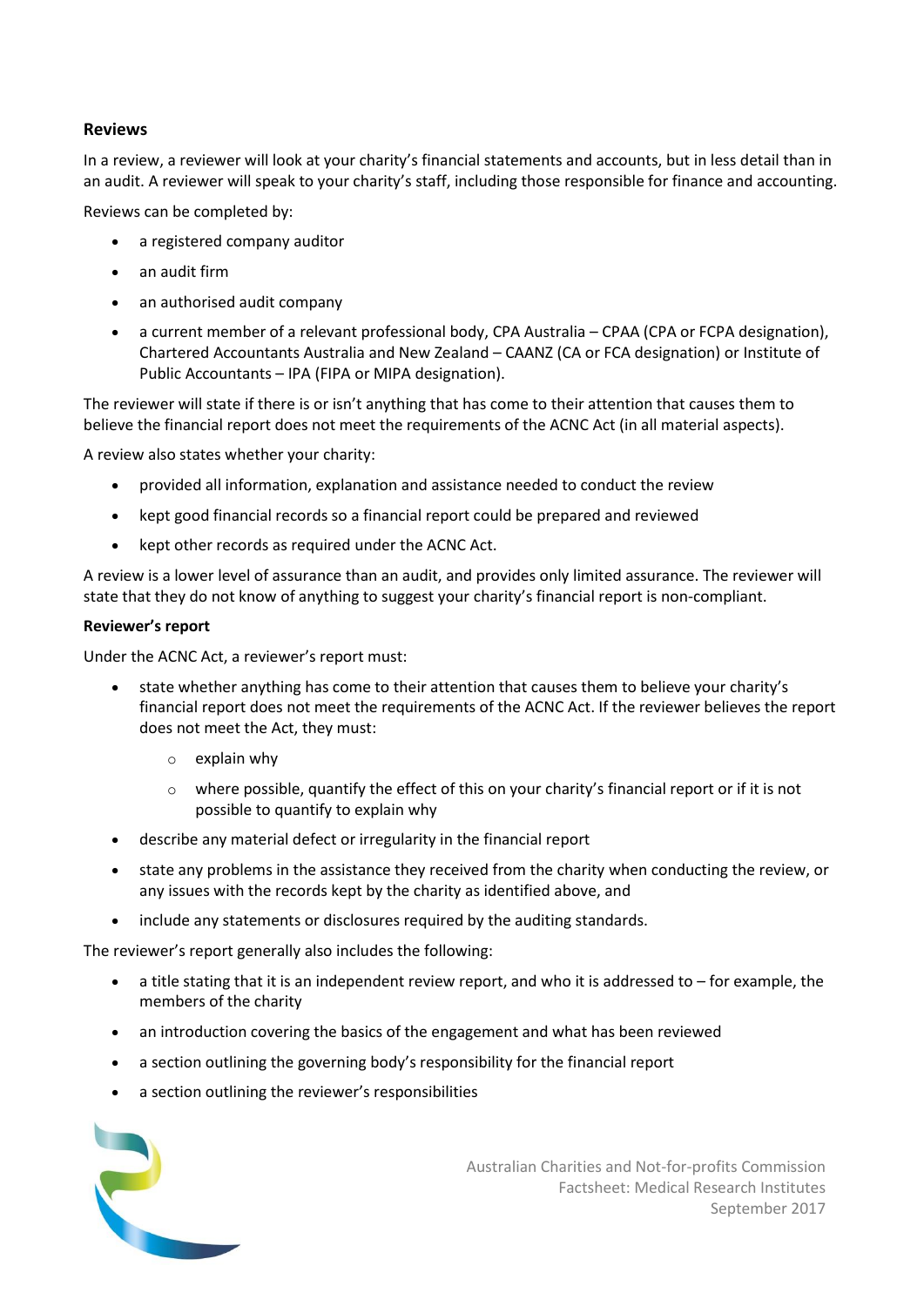### Reviews

In a review, a reviewer will look at your charity's financial statements and accounts, but in less detail than in an audit. A reviewer will speak to your charity's staff, including those responsible for finance and accounting.

Reviews can be completed by:

- a registered company auditor
- an audit firm
- an authorised audit company
- a current member of a relevant professional body, CPA Australia – CPAA (CPA or FCPA designation), Chartered Accountants Australia and New Zealand – CAANZ (CA or FCA designation) or Institute of Public Accountants – IPA (FIPA or MIPA designation).

The reviewer will state if there is or isn't anything that has come to their attention that causes them to believe the financial report does not meet the requirements of the ACNC Act (in all material aspects).

A review also states whether your charity:

- provided all information, explanation and assistance needed to conduct the review
- kept good financial records so a financial report could be prepared and reviewed
- kept other records as required under the ACNC Act.

A review is a lower level of assurance than an audit, and provides only limited assurance. The reviewer will state that they do not know of anything to suggest your charity's financial report is non-compliant.

**Reviewer's report**

Under the ACNC Act, a reviewer's report must:

- state whether anything has come to their attention that causes them to believe your charity's financial report does not meet the requirements of the ACNC Act. If the reviewer believes the report does not meet the Act, they must:
  - explain why
  - where possible, quantify the effect of this on your charity's financial report or if it is not possible to quantify to explain why
- describe any material defect or irregularity in the financial report
- state any problems in the assistance they received from the charity when conducting the review, or any issues with the records kept by the charity as identified above, and
- include any statements or disclosures required by the auditing standards.

The reviewer's report generally also includes the following:

- a title stating that it is an independent review report, and who it is addressed to – for example, the members of the charity
- an introduction covering the basics of the engagement and what has been reviewed
- a section outlining the governing body's responsibility for the financial report
- a section outlining the reviewer's responsibilities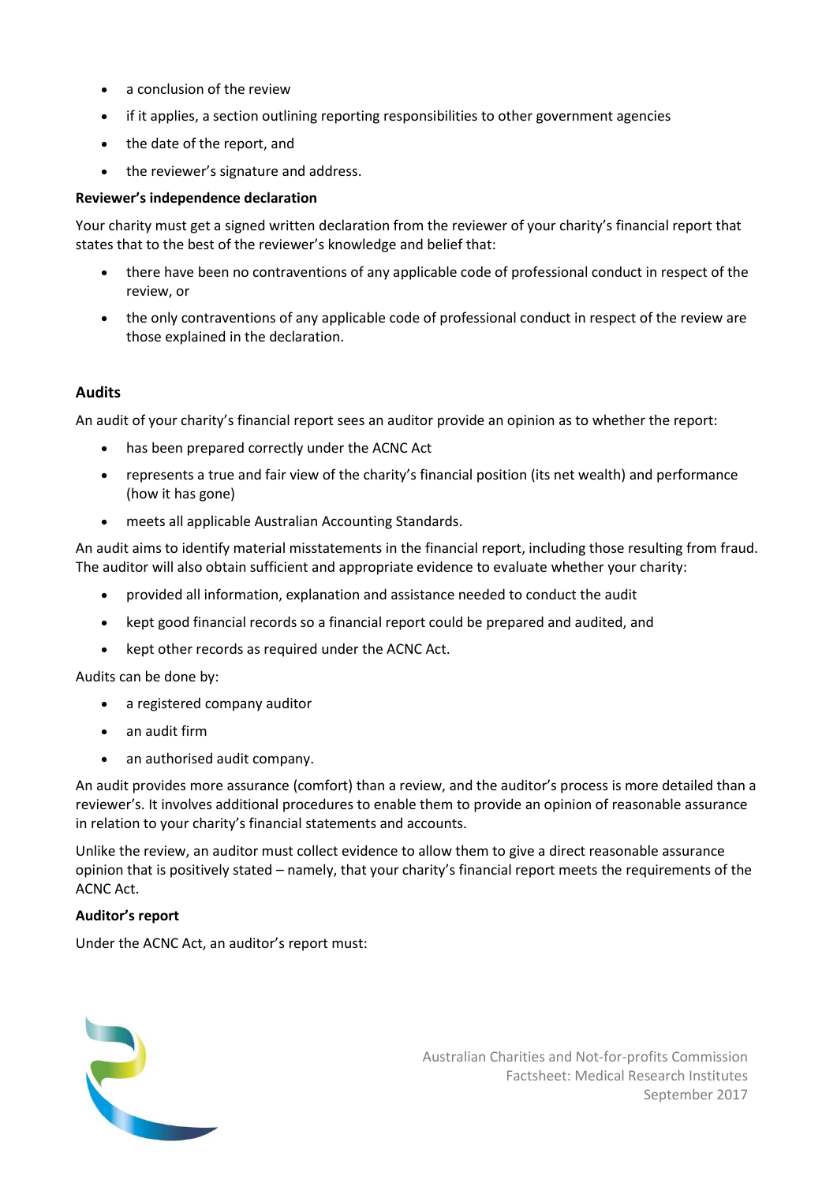- a conclusion of the review
- if it applies, a section outlining reporting responsibilities to other government agencies
- the date of the report, and
- the reviewer's signature and address.

**Reviewer's independence declaration**

Your charity must get a signed written declaration from the reviewer of your charity's financial report that states that to the best of the reviewer's knowledge and belief that:

- there have been no contraventions of any applicable code of professional conduct in respect of the review, or
- the only contraventions of any applicable code of professional conduct in respect of the review are those explained in the declaration.

### Audits

An audit of your charity's financial report sees an auditor provide an opinion as to whether the report:

- has been prepared correctly under the ACNC Act
- represents a true and fair view of the charity's financial position (its net wealth) and performance (how it has gone)
- meets all applicable Australian Accounting Standards.

An audit aims to identify material misstatements in the financial report, including those resulting from fraud. The auditor will also obtain sufficient and appropriate evidence to evaluate whether your charity:

- provided all information, explanation and assistance needed to conduct the audit
- kept good financial records so a financial report could be prepared and audited, and
- kept other records as required under the ACNC Act.

Audits can be done by:

- a registered company auditor
- an audit firm
- an authorised audit company.

An audit provides more assurance (comfort) than a review, and the auditor's process is more detailed than a reviewer's. It involves additional procedures to enable them to provide an opinion of reasonable assurance in relation to your charity's financial statements and accounts.

Unlike the review, an auditor must collect evidence to allow them to give a direct reasonable assurance opinion that is positively stated – namely, that your charity's financial report meets the requirements of the ACNC Act.

**Auditor's report**

Under the ACNC Act, an auditor's report must: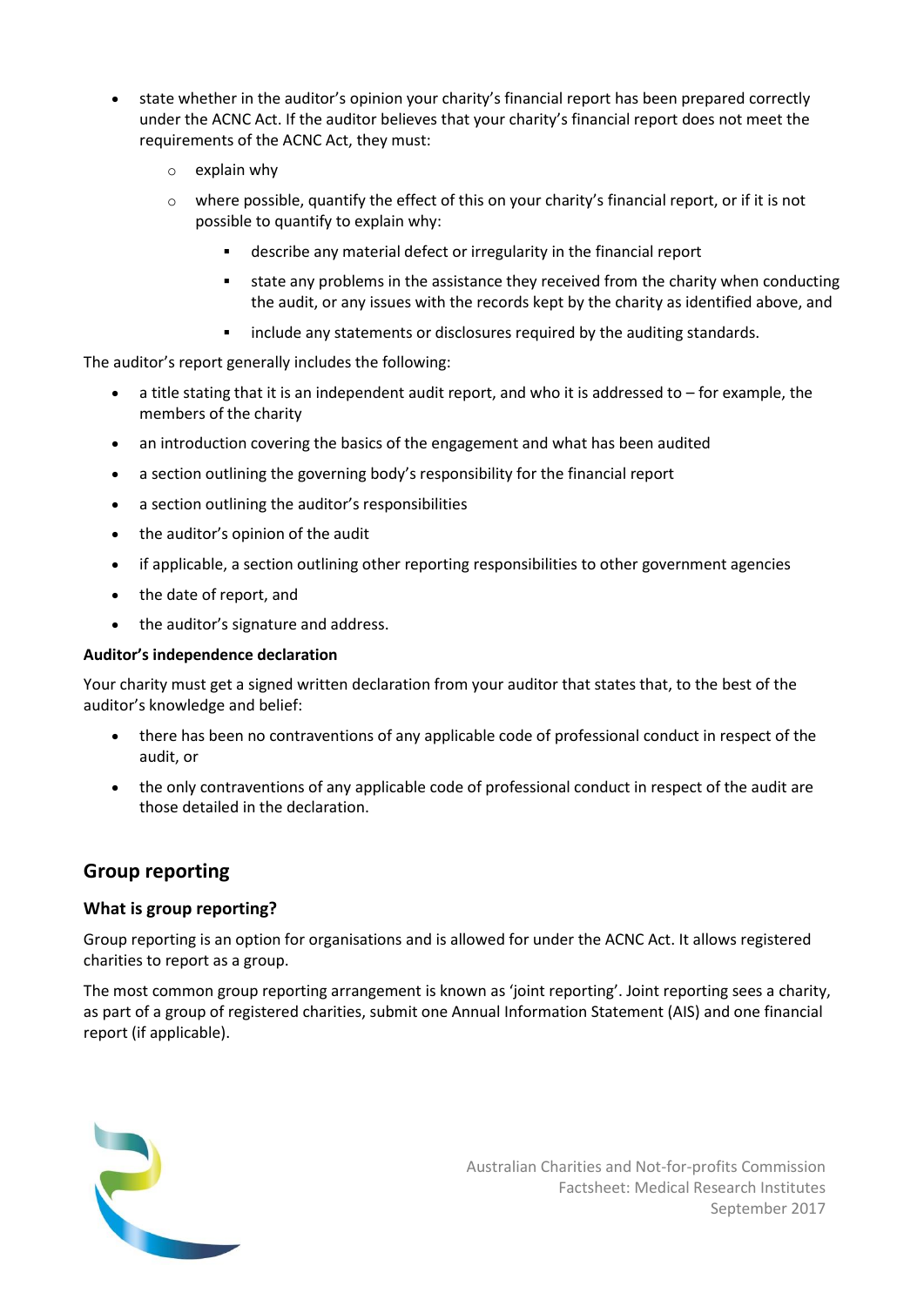- state whether in the auditor's opinion your charity's financial report has been prepared correctly under the ACNC Act. If the auditor believes that your charity's financial report does not meet the requirements of the ACNC Act, they must:
  - explain why
  - where possible, quantify the effect of this on your charity's financial report, or if it is not possible to quantify to explain why:
    - describe any material defect or irregularity in the financial report
    - state any problems in the assistance they received from the charity when conducting the audit, or any issues with the records kept by the charity as identified above, and
    - include any statements or disclosures required by the auditing standards.

The auditor's report generally includes the following:

- a title stating that it is an independent audit report, and who it is addressed to – for example, the members of the charity
- an introduction covering the basics of the engagement and what has been audited
- a section outlining the governing body's responsibility for the financial report
- a section outlining the auditor's responsibilities
- the auditor's opinion of the audit
- if applicable, a section outlining other reporting responsibilities to other government agencies
- the date of report, and
- the auditor's signature and address.

**Auditor's independence declaration**

Your charity must get a signed written declaration from your auditor that states that, to the best of the auditor's knowledge and belief:

- there has been no contraventions of any applicable code of professional conduct in respect of the audit, or
- the only contraventions of any applicable code of professional conduct in respect of the audit are those detailed in the declaration.

## Group reporting

### What is group reporting?

Group reporting is an option for organisations and is allowed for under the ACNC Act. It allows registered charities to report as a group.

The most common group reporting arrangement is known as 'joint reporting'. Joint reporting sees a charity, as part of a group of registered charities, submit one Annual Information Statement (AIS) and one financial report (if applicable).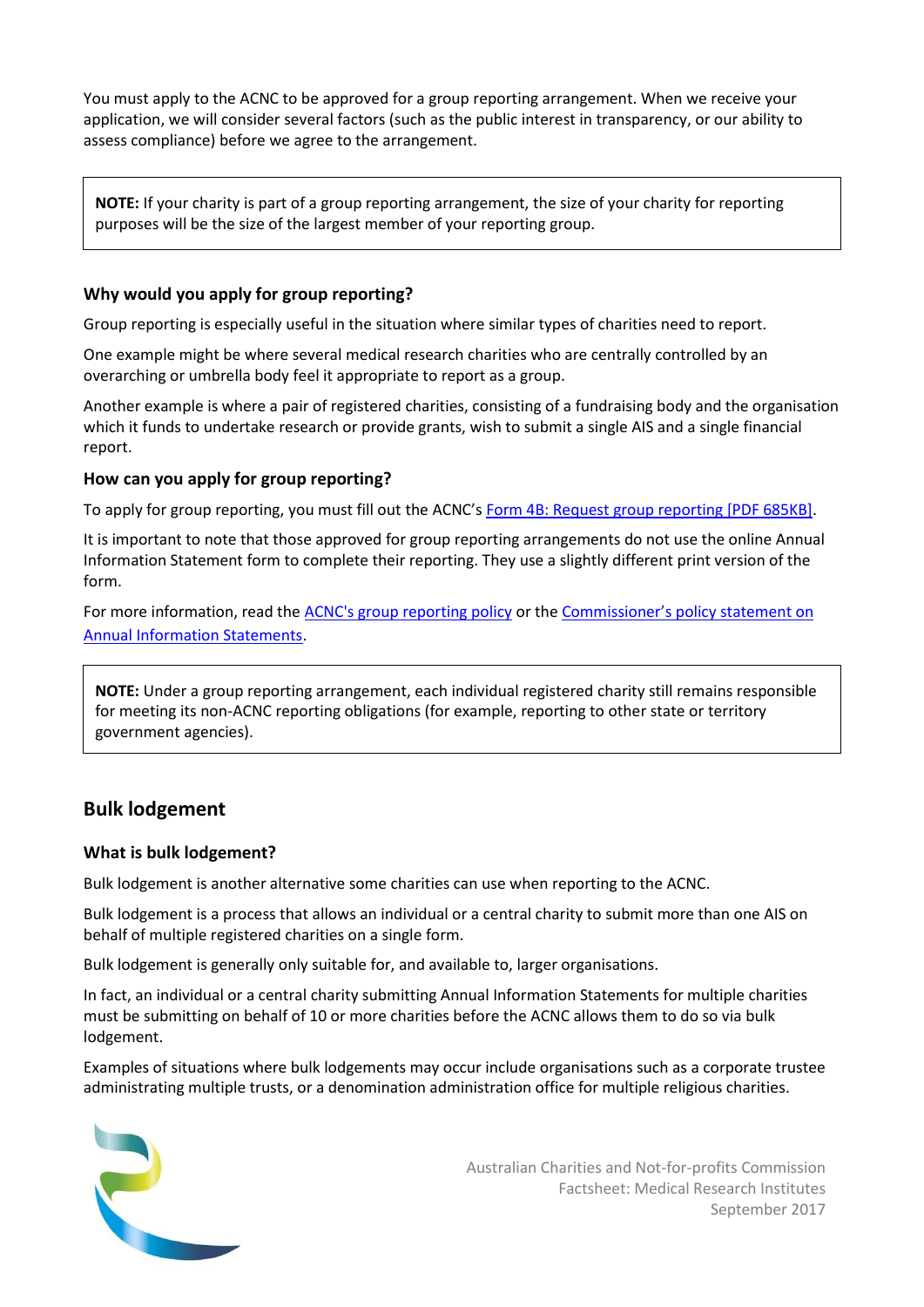You must apply to the ACNC to be approved for a group reporting arrangement. When we receive your application, we will consider several factors (such as the public interest in transparency, or our ability to assess compliance) before we agree to the arrangement.

> **NOTE:** If your charity is part of a group reporting arrangement, the size of your charity for reporting purposes will be the size of the largest member of your reporting group.

### Why would you apply for group reporting?

Group reporting is especially useful in the situation where similar types of charities need to report.

One example might be where several medical research charities who are centrally controlled by an overarching or umbrella body feel it appropriate to report as a group.

Another example is where a pair of registered charities, consisting of a fundraising body and the organisation which it funds to undertake research or provide grants, wish to submit a single AIS and a single financial report.

### How can you apply for group reporting?

To apply for group reporting, you must fill out the ACNC's [Form 4B: Request group reporting [PDF 685KB]].

It is important to note that those approved for group reporting arrangements do not use the online Annual Information Statement form to complete their reporting. They use a slightly different print version of the form.

For more information, read the [ACNC's group reporting policy] or the [Commissioner's policy statement on Annual Information Statements].

> **NOTE:** Under a group reporting arrangement, each individual registered charity still remains responsible for meeting its non-ACNC reporting obligations (for example, reporting to other state or territory government agencies).

## Bulk lodgement

### What is bulk lodgement?

Bulk lodgement is another alternative some charities can use when reporting to the ACNC.

Bulk lodgement is a process that allows an individual or a central charity to submit more than one AIS on behalf of multiple registered charities on a single form.

Bulk lodgement is generally only suitable for, and available to, larger organisations.

In fact, an individual or a central charity submitting Annual Information Statements for multiple charities must be submitting on behalf of 10 or more charities before the ACNC allows them to do so via bulk lodgement.

Examples of situations where bulk lodgements may occur include organisations such as a corporate trustee administrating multiple trusts, or a denomination administration office for multiple religious charities.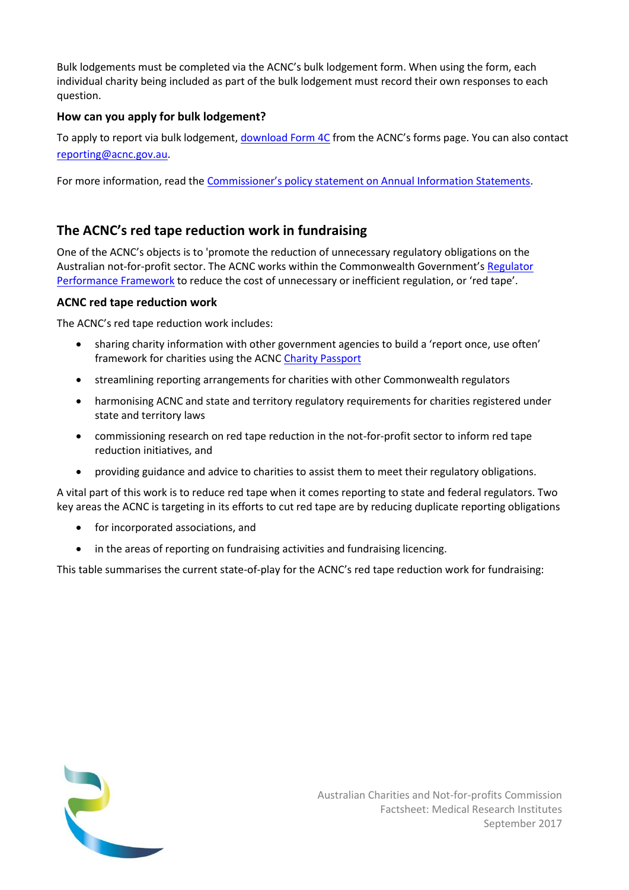Bulk lodgements must be completed via the ACNC's bulk lodgement form. When using the form, each individual charity being included as part of the bulk lodgement must record their own responses to each question.

### How can you apply for bulk lodgement?

To apply to report via bulk lodgement, download Form 4C from the ACNC's forms page. You can also contact reporting@acnc.gov.au.

For more information, read the Commissioner's policy statement on Annual Information Statements.

## The ACNC's red tape reduction work in fundraising

One of the ACNC's objects is to 'promote the reduction of unnecessary regulatory obligations on the Australian not-for-profit sector. The ACNC works within the Commonwealth Government's Regulator Performance Framework to reduce the cost of unnecessary or inefficient regulation, or 'red tape'.

### ACNC red tape reduction work

The ACNC's red tape reduction work includes:

- sharing charity information with other government agencies to build a 'report once, use often' framework for charities using the ACNC Charity Passport
- streamlining reporting arrangements for charities with other Commonwealth regulators
- harmonising ACNC and state and territory regulatory requirements for charities registered under state and territory laws
- commissioning research on red tape reduction in the not-for-profit sector to inform red tape reduction initiatives, and
- providing guidance and advice to charities to assist them to meet their regulatory obligations.

A vital part of this work is to reduce red tape when it comes reporting to state and federal regulators. Two key areas the ACNC is targeting in its efforts to cut red tape are by reducing duplicate reporting obligations

- for incorporated associations, and
- in the areas of reporting on fundraising activities and fundraising licencing.

This table summarises the current state-of-play for the ACNC's red tape reduction work for fundraising: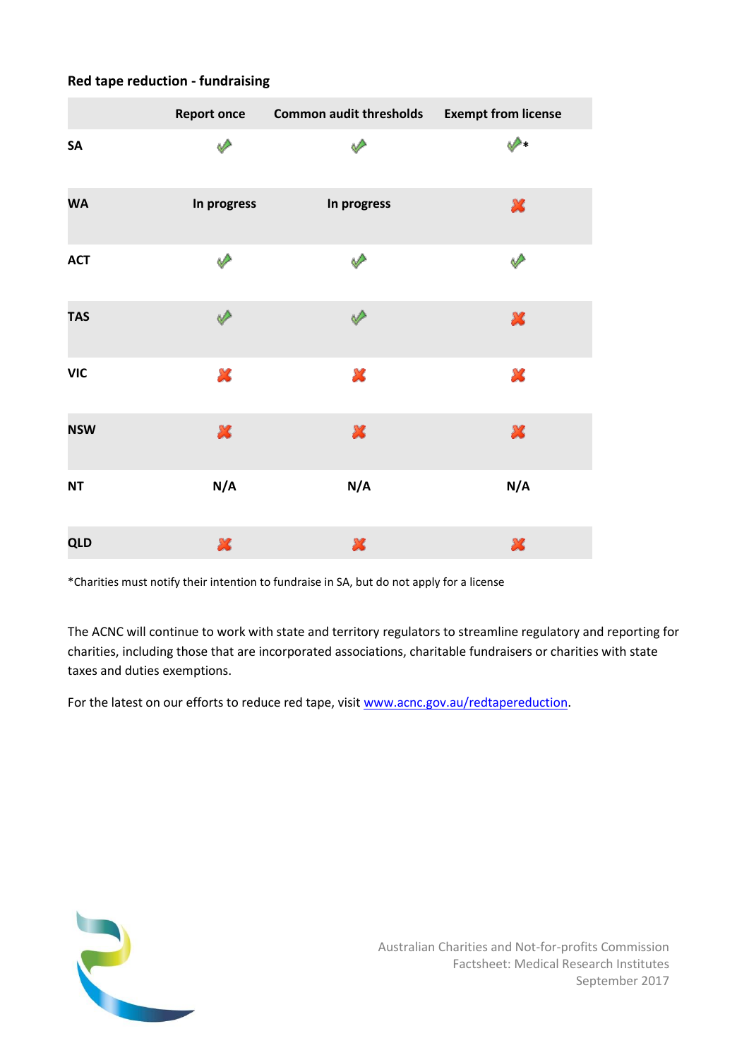**Red tape reduction - fundraising**

| | Report once | Common audit thresholds | Exempt from license |
|---|---|---|---|
| **SA** | ✔ | ✔ | ✔* |
| **WA** | **In progress** | **In progress** | ✘ |
| **ACT** | ✔ | ✔ | ✔ |
| **TAS** | ✔ | ✔ | ✘ |
| **VIC** | ✘ | ✘ | ✘ |
| **NSW** | ✘ | ✘ | ✘ |
| **NT** | **N/A** | **N/A** | **N/A** |
| **QLD** | ✘ | ✘ | ✘ |

*Charities must notify their intention to fundraise in SA, but do not apply for a license

The ACNC will continue to work with state and territory regulators to streamline regulatory and reporting for charities, including those that are incorporated associations, charitable fundraisers or charities with state taxes and duties exemptions.

For the latest on our efforts to reduce red tape, visit [www.acnc.gov.au/redtapereduction](http://www.acnc.gov.au/redtapereduction).